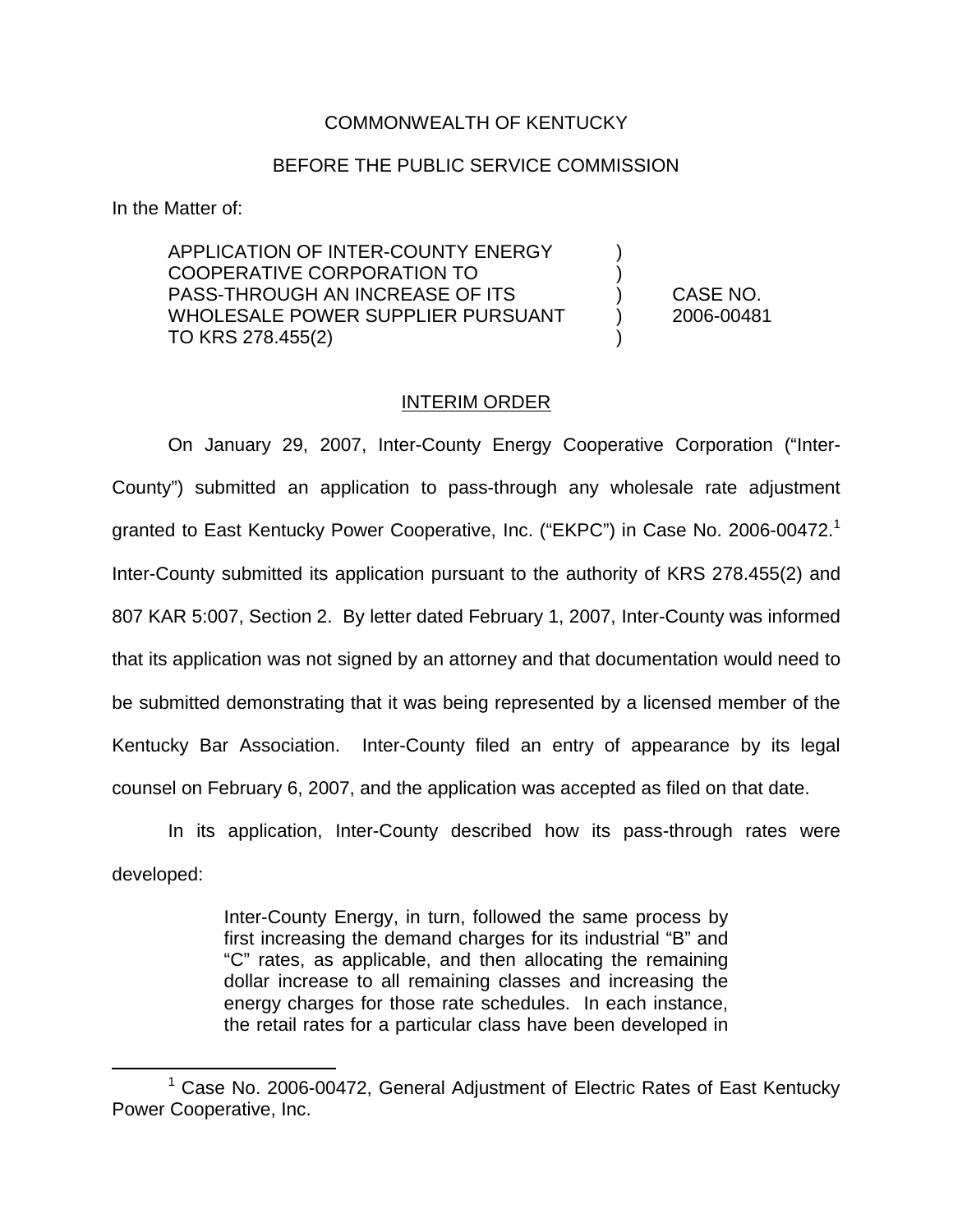COMMONWEALTH OF KENTUCKY

BEFORE THE PUBLIC SERVICE COMMISSION

In the Matter of:

| | | |
|---|---|---|
| APPLICATION OF INTER-COUNTY ENERGY COOPERATIVE CORPORATION TO PASS-THROUGH AN INCREASE OF ITS WHOLESALE POWER SUPPLIER PURSUANT TO KRS 278.455(2) | ) | CASE NO. 2006-00481 |

## INTERIM ORDER

On January 29, 2007, Inter-County Energy Cooperative Corporation ("Inter-County") submitted an application to pass-through any wholesale rate adjustment granted to East Kentucky Power Cooperative, Inc. ("EKPC") in Case No. 2006-00472.[1] Inter-County submitted its application pursuant to the authority of KRS 278.455(2) and 807 KAR 5:007, Section 2. By letter dated February 1, 2007, Inter-County was informed that its application was not signed by an attorney and that documentation would need to be submitted demonstrating that it was being represented by a licensed member of the Kentucky Bar Association. Inter-County filed an entry of appearance by its legal counsel on February 6, 2007, and the application was accepted as filed on that date.

In its application, Inter-County described how its pass-through rates were developed:

> Inter-County Energy, in turn, followed the same process by first increasing the demand charges for its industrial "B" and "C" rates, as applicable, and then allocating the remaining dollar increase to all remaining classes and increasing the energy charges for those rate schedules. In each instance, the retail rates for a particular class have been developed in

[1] Case No. 2006-00472, General Adjustment of Electric Rates of East Kentucky Power Cooperative, Inc.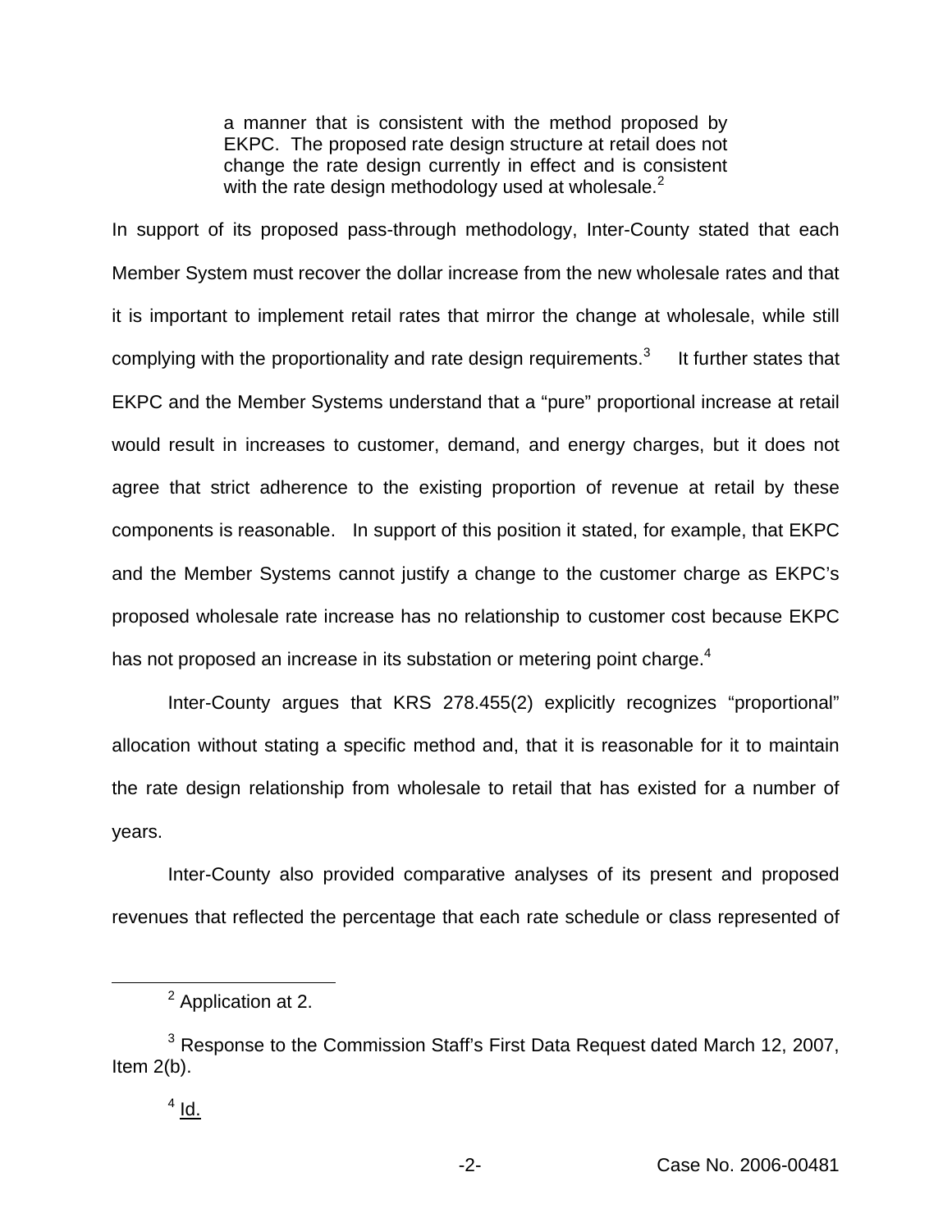> a manner that is consistent with the method proposed by EKPC. The proposed rate design structure at retail does not change the rate design currently in effect and is consistent with the rate design methodology used at wholesale.[2]

In support of its proposed pass-through methodology, Inter-County stated that each Member System must recover the dollar increase from the new wholesale rates and that it is important to implement retail rates that mirror the change at wholesale, while still complying with the proportionality and rate design requirements.[3] It further states that EKPC and the Member Systems understand that a "pure" proportional increase at retail would result in increases to customer, demand, and energy charges, but it does not agree that strict adherence to the existing proportion of revenue at retail by these components is reasonable. In support of this position it stated, for example, that EKPC and the Member Systems cannot justify a change to the customer charge as EKPC's proposed wholesale rate increase has no relationship to customer cost because EKPC has not proposed an increase in its substation or metering point charge.[4]

Inter-County argues that KRS 278.455(2) explicitly recognizes "proportional" allocation without stating a specific method and, that it is reasonable for it to maintain the rate design relationship from wholesale to retail that has existed for a number of years.

Inter-County also provided comparative analyses of its present and proposed revenues that reflected the percentage that each rate schedule or class represented of

---

[2] Application at 2.

[3] Response to the Commission Staff's First Data Request dated March 12, 2007, Item 2(b).

[4] Id.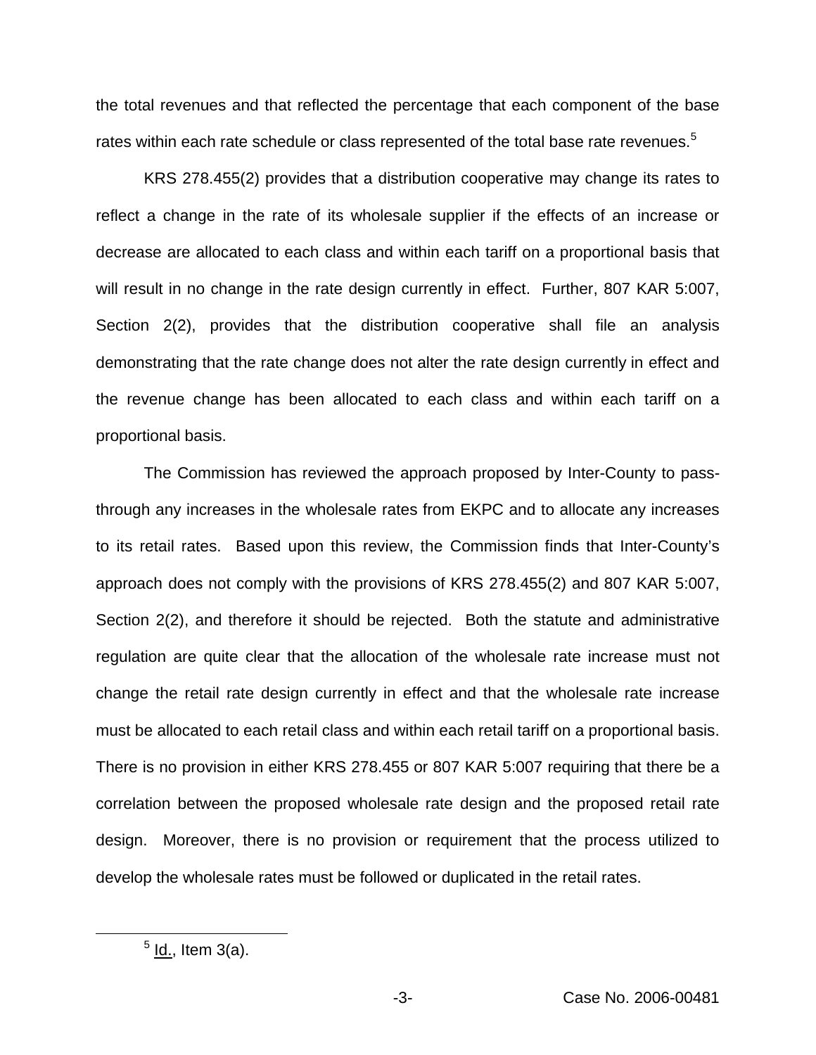the total revenues and that reflected the percentage that each component of the base rates within each rate schedule or class represented of the total base rate revenues.[5]

KRS 278.455(2) provides that a distribution cooperative may change its rates to reflect a change in the rate of its wholesale supplier if the effects of an increase or decrease are allocated to each class and within each tariff on a proportional basis that will result in no change in the rate design currently in effect. Further, 807 KAR 5:007, Section 2(2), provides that the distribution cooperative shall file an analysis demonstrating that the rate change does not alter the rate design currently in effect and the revenue change has been allocated to each class and within each tariff on a proportional basis.

The Commission has reviewed the approach proposed by Inter-County to pass-through any increases in the wholesale rates from EKPC and to allocate any increases to its retail rates. Based upon this review, the Commission finds that Inter-County's approach does not comply with the provisions of KRS 278.455(2) and 807 KAR 5:007, Section 2(2), and therefore it should be rejected. Both the statute and administrative regulation are quite clear that the allocation of the wholesale rate increase must not change the retail rate design currently in effect and that the wholesale rate increase must be allocated to each retail class and within each retail tariff on a proportional basis. There is no provision in either KRS 278.455 or 807 KAR 5:007 requiring that there be a correlation between the proposed wholesale rate design and the proposed retail rate design. Moreover, there is no provision or requirement that the process utilized to develop the wholesale rates must be followed or duplicated in the retail rates.

[5] Id., Item 3(a).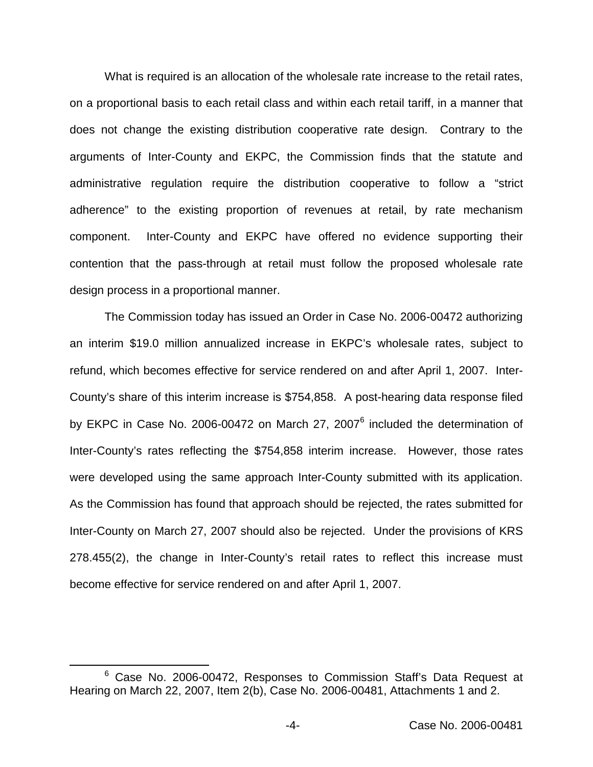What is required is an allocation of the wholesale rate increase to the retail rates, on a proportional basis to each retail class and within each retail tariff, in a manner that does not change the existing distribution cooperative rate design. Contrary to the arguments of Inter-County and EKPC, the Commission finds that the statute and administrative regulation require the distribution cooperative to follow a "strict adherence" to the existing proportion of revenues at retail, by rate mechanism component. Inter-County and EKPC have offered no evidence supporting their contention that the pass-through at retail must follow the proposed wholesale rate design process in a proportional manner.

The Commission today has issued an Order in Case No. 2006-00472 authorizing an interim \$19.0 million annualized increase in EKPC's wholesale rates, subject to refund, which becomes effective for service rendered on and after April 1, 2007. Inter-County's share of this interim increase is \$754,858. A post-hearing data response filed by EKPC in Case No. 2006-00472 on March 27, 2007[6] included the determination of Inter-County's rates reflecting the \$754,858 interim increase. However, those rates were developed using the same approach Inter-County submitted with its application. As the Commission has found that approach should be rejected, the rates submitted for Inter-County on March 27, 2007 should also be rejected. Under the provisions of KRS 278.455(2), the change in Inter-County's retail rates to reflect this increase must become effective for service rendered on and after April 1, 2007.

---

[6] Case No. 2006-00472, Responses to Commission Staff's Data Request at Hearing on March 22, 2007, Item 2(b), Case No. 2006-00481, Attachments 1 and 2.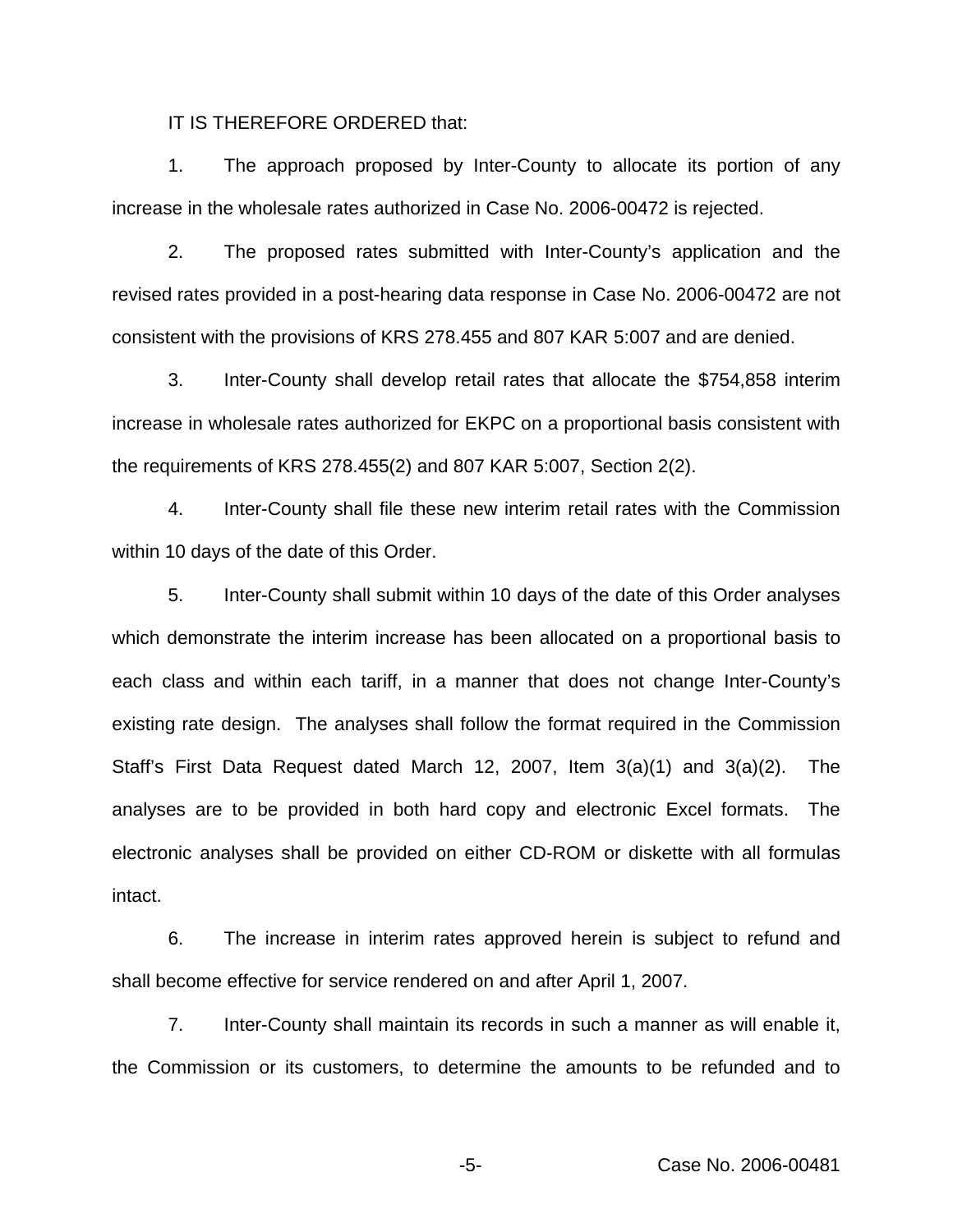IT IS THEREFORE ORDERED that:

1. The approach proposed by Inter-County to allocate its portion of any increase in the wholesale rates authorized in Case No. 2006-00472 is rejected.

2. The proposed rates submitted with Inter-County's application and the revised rates provided in a post-hearing data response in Case No. 2006-00472 are not consistent with the provisions of KRS 278.455 and 807 KAR 5:007 and are denied.

3. Inter-County shall develop retail rates that allocate the $754,858 interim increase in wholesale rates authorized for EKPC on a proportional basis consistent with the requirements of KRS 278.455(2) and 807 KAR 5:007, Section 2(2).

4. Inter-County shall file these new interim retail rates with the Commission within 10 days of the date of this Order.

5. Inter-County shall submit within 10 days of the date of this Order analyses which demonstrate the interim increase has been allocated on a proportional basis to each class and within each tariff, in a manner that does not change Inter-County's existing rate design. The analyses shall follow the format required in the Commission Staff's First Data Request dated March 12, 2007, Item 3(a)(1) and 3(a)(2). The analyses are to be provided in both hard copy and electronic Excel formats. The electronic analyses shall be provided on either CD-ROM or diskette with all formulas intact.

6. The increase in interim rates approved herein is subject to refund and shall become effective for service rendered on and after April 1, 2007.

7. Inter-County shall maintain its records in such a manner as will enable it, the Commission or its customers, to determine the amounts to be refunded and to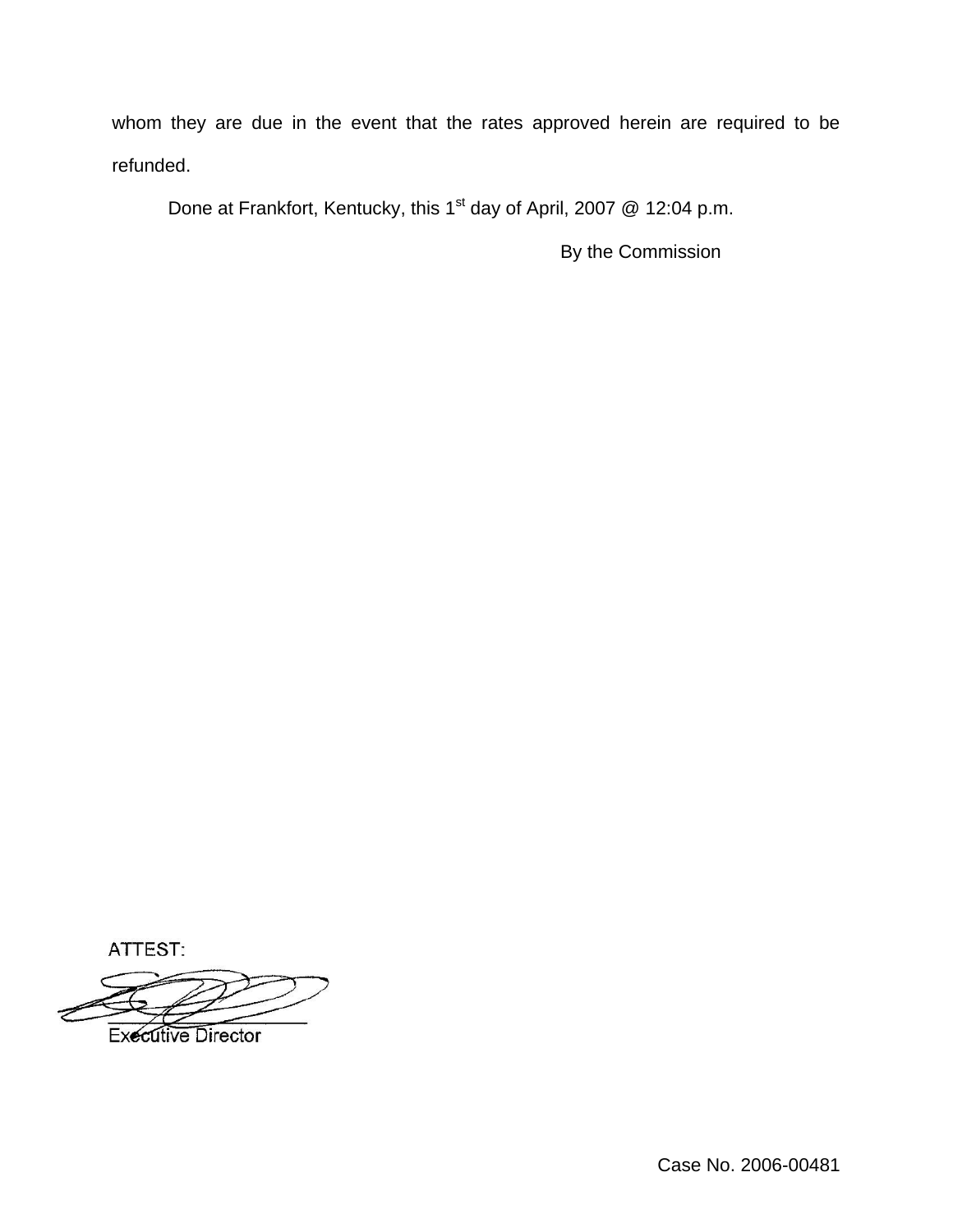whom they are due in the event that the rates approved herein are required to be refunded.

Done at Frankfort, Kentucky, this 1st day of April, 2007 @ 12:04 p.m.

By the Commission

ATTEST:

Executive Director

Case No. 2006-00481